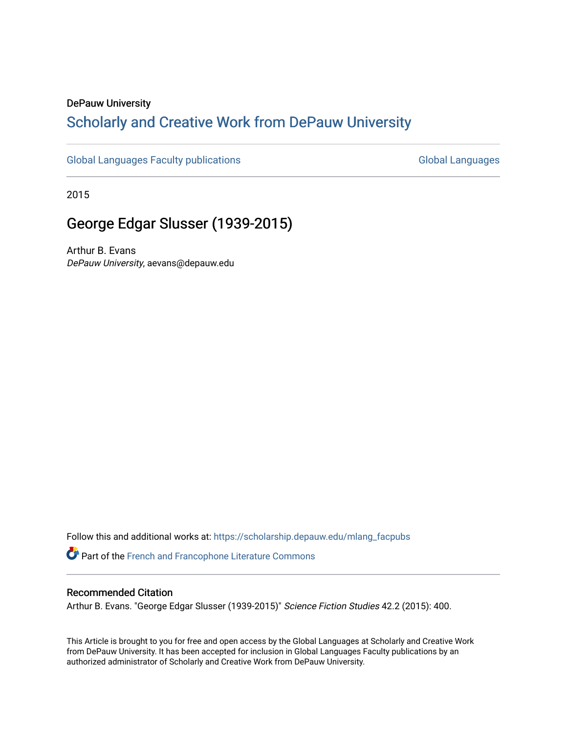DePauw University

## Scholarly and Creative Work from DePauw University

Global Languages Faculty publications | Global Languages

2015

# George Edgar Slusser (1939-2015)

Arthur B. Evans
*DePauw University*, aevans@depauw.edu

Follow this and additional works at: https://scholarship.depauw.edu/mlang_facpubs

Part of the French and Francophone Literature Commons

### Recommended Citation

Arthur B. Evans. "George Edgar Slusser (1939-2015)" *Science Fiction Studies* 42.2 (2015): 400.

This Article is brought to you for free and open access by the Global Languages at Scholarly and Creative Work from DePauw University. It has been accepted for inclusion in Global Languages Faculty publications by an authorized administrator of Scholarly and Creative Work from DePauw University.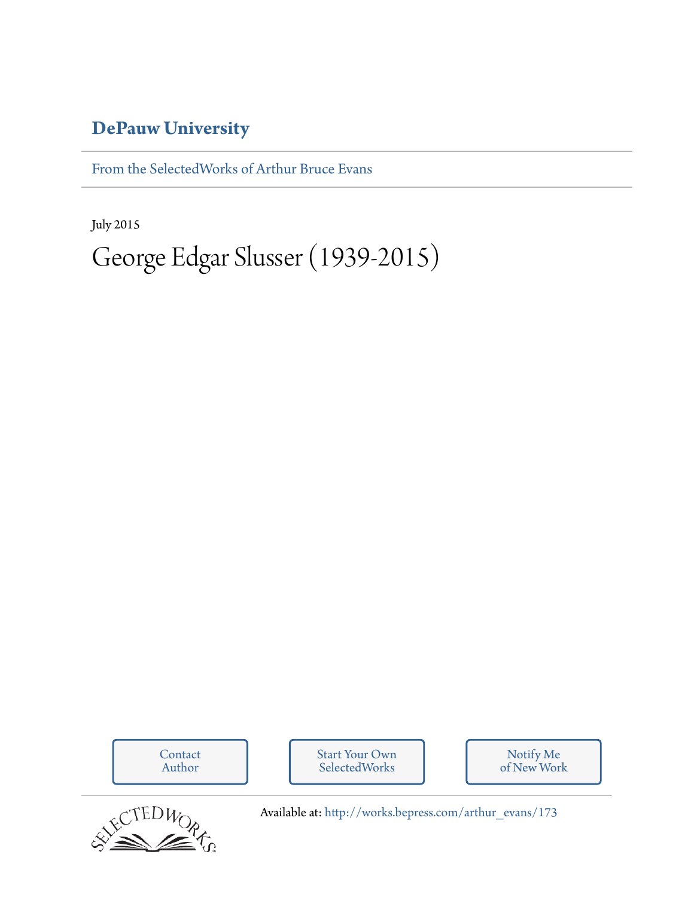# DePauw University

From the SelectedWorks of Arthur Bruce Evans

July 2015

# George Edgar Slusser (1939-2015)

Contact Author

Start Your Own SelectedWorks

Notify Me of New Work

Available at: http://works.bepress.com/arthur_evans/173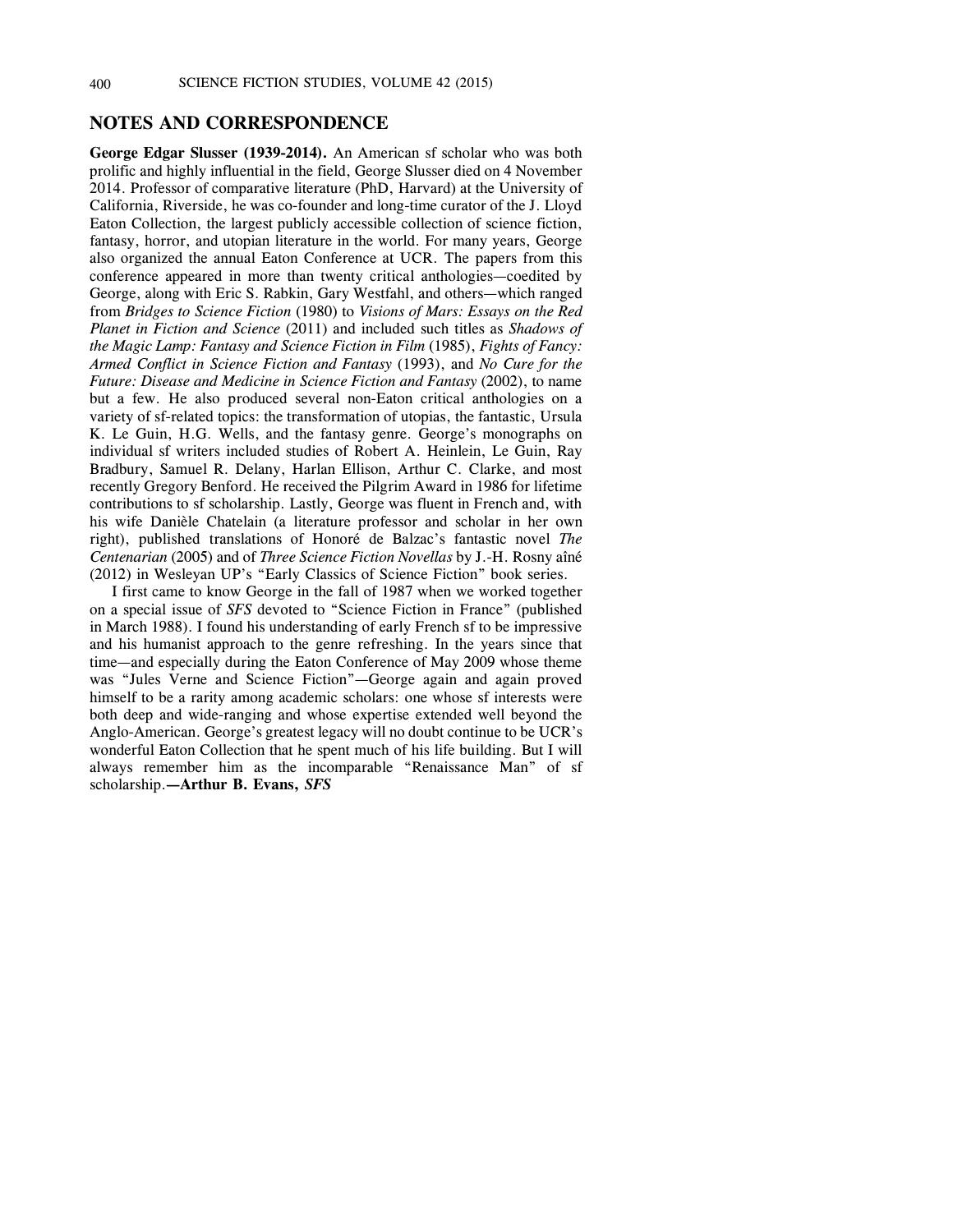## NOTES AND CORRESPONDENCE

**George Edgar Slusser (1939-2014).** An American sf scholar who was both prolific and highly influential in the field, George Slusser died on 4 November 2014. Professor of comparative literature (PhD, Harvard) at the University of California, Riverside, he was co-founder and long-time curator of the J. Lloyd Eaton Collection, the largest publicly accessible collection of science fiction, fantasy, horror, and utopian literature in the world. For many years, George also organized the annual Eaton Conference at UCR. The papers from this conference appeared in more than twenty critical anthologies—coedited by George, along with Eric S. Rabkin, Gary Westfahl, and others—which ranged from *Bridges to Science Fiction* (1980) to *Visions of Mars: Essays on the Red Planet in Fiction and Science* (2011) and included such titles as *Shadows of the Magic Lamp: Fantasy and Science Fiction in Film* (1985), *Fights of Fancy: Armed Conflict in Science Fiction and Fantasy* (1993), and *No Cure for the Future: Disease and Medicine in Science Fiction and Fantasy* (2002), to name but a few. He also produced several non-Eaton critical anthologies on a variety of sf-related topics: the transformation of utopias, the fantastic, Ursula K. Le Guin, H.G. Wells, and the fantasy genre. George's monographs on individual sf writers included studies of Robert A. Heinlein, Le Guin, Ray Bradbury, Samuel R. Delany, Harlan Ellison, Arthur C. Clarke, and most recently Gregory Benford. He received the Pilgrim Award in 1986 for lifetime contributions to sf scholarship. Lastly, George was fluent in French and, with his wife Danièle Chatelain (a literature professor and scholar in her own right), published translations of Honoré de Balzac's fantastic novel *The Centenarian* (2005) and of *Three Science Fiction Novellas* by J.-H. Rosny aîné (2012) in Wesleyan UP's "Early Classics of Science Fiction" book series.

I first came to know George in the fall of 1987 when we worked together on a special issue of *SFS* devoted to "Science Fiction in France" (published in March 1988). I found his understanding of early French sf to be impressive and his humanist approach to the genre refreshing. In the years since that time—and especially during the Eaton Conference of May 2009 whose theme was "Jules Verne and Science Fiction"—George again and again proved himself to be a rarity among academic scholars: one whose sf interests were both deep and wide-ranging and whose expertise extended well beyond the Anglo-American. George's greatest legacy will no doubt continue to be UCR's wonderful Eaton Collection that he spent much of his life building. But I will always remember him as the incomparable "Renaissance Man" of sf scholarship.**—Arthur B. Evans, *SFS***